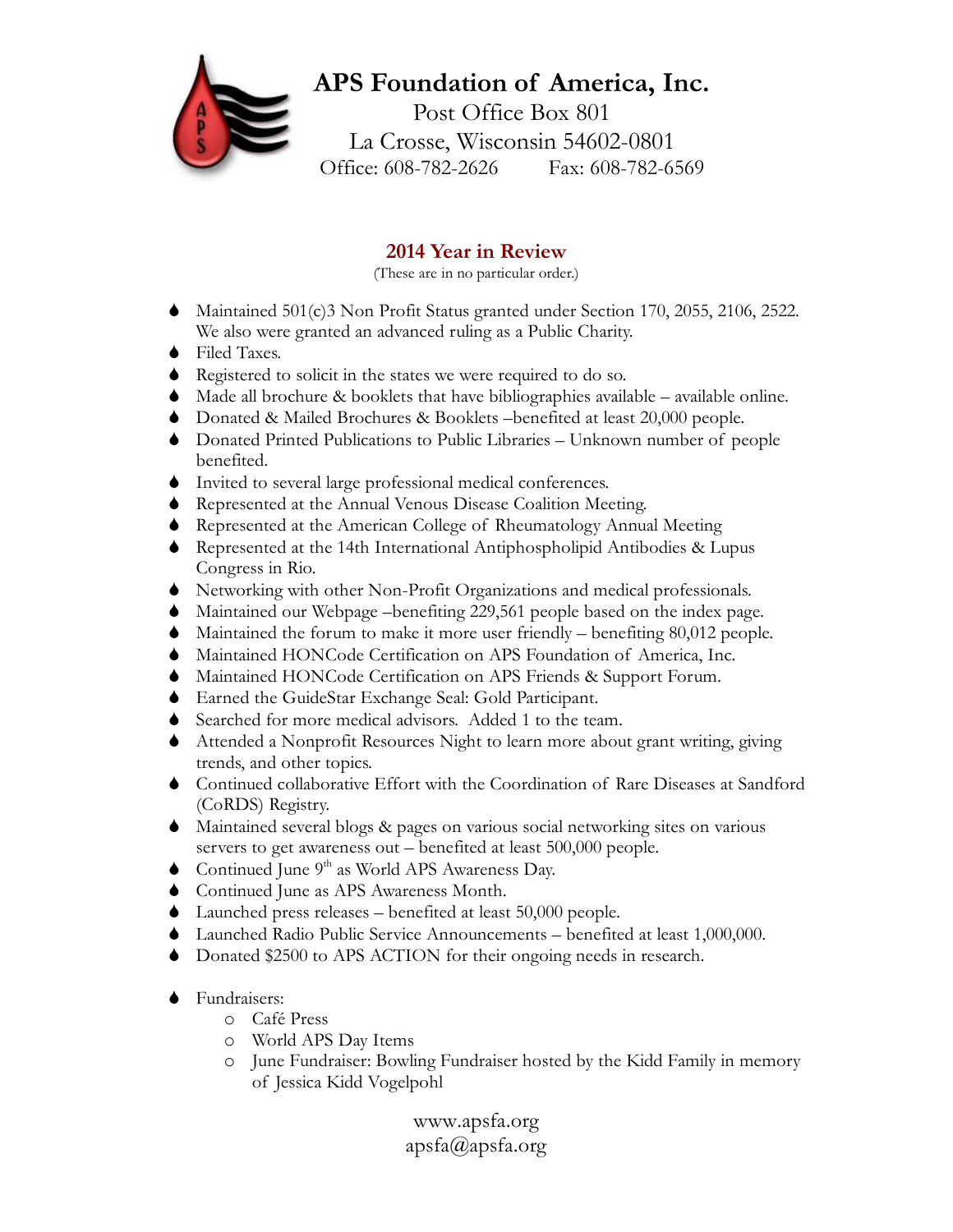# APS Foundation of America, Inc.

Post Office Box 801
La Crosse, Wisconsin 54602-0801
Office: 608-782-2626 Fax: 608-782-6569

## 2014 Year in Review

(These are in no particular order.)

- Maintained 501(c)3 Non Profit Status granted under Section 170, 2055, 2106, 2522. We also were granted an advanced ruling as a Public Charity.
- Filed Taxes.
- Registered to solicit in the states we were required to do so.
- Made all brochure & booklets that have bibliographies available – available online.
- Donated & Mailed Brochures & Booklets –benefited at least 20,000 people.
- Donated Printed Publications to Public Libraries – Unknown number of people benefited.
- Invited to several large professional medical conferences.
- Represented at the Annual Venous Disease Coalition Meeting.
- Represented at the American College of Rheumatology Annual Meeting
- Represented at the 14th International Antiphospholipid Antibodies & Lupus Congress in Rio.
- Networking with other Non-Profit Organizations and medical professionals.
- Maintained our Webpage –benefiting 229,561 people based on the index page.
- Maintained the forum to make it more user friendly – benefiting 80,012 people.
- Maintained HONCode Certification on APS Foundation of America, Inc.
- Maintained HONCode Certification on APS Friends & Support Forum.
- Earned the GuideStar Exchange Seal: Gold Participant.
- Searched for more medical advisors. Added 1 to the team.
- Attended a Nonprofit Resources Night to learn more about grant writing, giving trends, and other topics.
- Continued collaborative Effort with the Coordination of Rare Diseases at Sandford (CoRDS) Registry.
- Maintained several blogs & pages on various social networking sites on various servers to get awareness out – benefited at least 500,000 people.
- Continued June 9th as World APS Awareness Day.
- Continued June as APS Awareness Month.
- Launched press releases – benefited at least 50,000 people.
- Launched Radio Public Service Announcements – benefited at least 1,000,000.
- Donated $2500 to APS ACTION for their ongoing needs in research.

- Fundraisers:
  - Café Press
  - World APS Day Items
  - June Fundraiser: Bowling Fundraiser hosted by the Kidd Family in memory of Jessica Kidd Vogelpohl

www.apsfa.org
apsfa@apsfa.org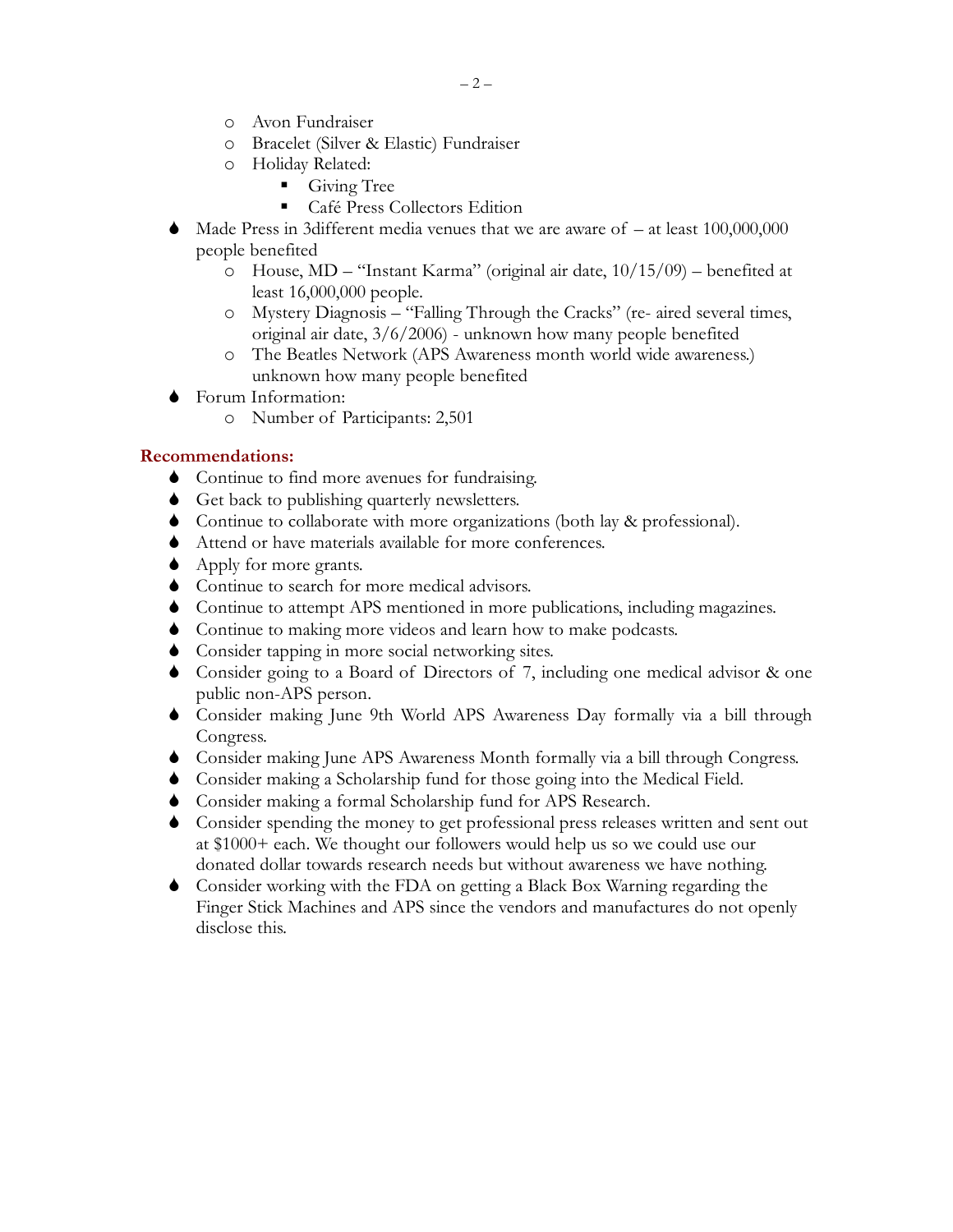- Avon Fundraiser
  - Bracelet (Silver & Elastic) Fundraiser
  - Holiday Related:
    - Giving Tree
    - Café Press Collectors Edition
- Made Press in 3different media venues that we are aware of – at least 100,000,000 people benefited
  - House, MD – "Instant Karma" (original air date, 10/15/09) – benefited at least 16,000,000 people.
  - Mystery Diagnosis – "Falling Through the Cracks" (re- aired several times, original air date, 3/6/2006) - unknown how many people benefited
  - The Beatles Network (APS Awareness month world wide awareness.) unknown how many people benefited
- Forum Information:
  - Number of Participants: 2,501

**Recommendations:**

- Continue to find more avenues for fundraising.
- Get back to publishing quarterly newsletters.
- Continue to collaborate with more organizations (both lay & professional).
- Attend or have materials available for more conferences.
- Apply for more grants.
- Continue to search for more medical advisors.
- Continue to attempt APS mentioned in more publications, including magazines.
- Continue to making more videos and learn how to make podcasts.
- Consider tapping in more social networking sites.
- Consider going to a Board of Directors of 7, including one medical advisor & one public non-APS person.
- Consider making June 9th World APS Awareness Day formally via a bill through Congress.
- Consider making June APS Awareness Month formally via a bill through Congress.
- Consider making a Scholarship fund for those going into the Medical Field.
- Consider making a formal Scholarship fund for APS Research.
- Consider spending the money to get professional press releases written and sent out at $1000+ each. We thought our followers would help us so we could use our donated dollar towards research needs but without awareness we have nothing.
- Consider working with the FDA on getting a Black Box Warning regarding the Finger Stick Machines and APS since the vendors and manufactures do not openly disclose this.